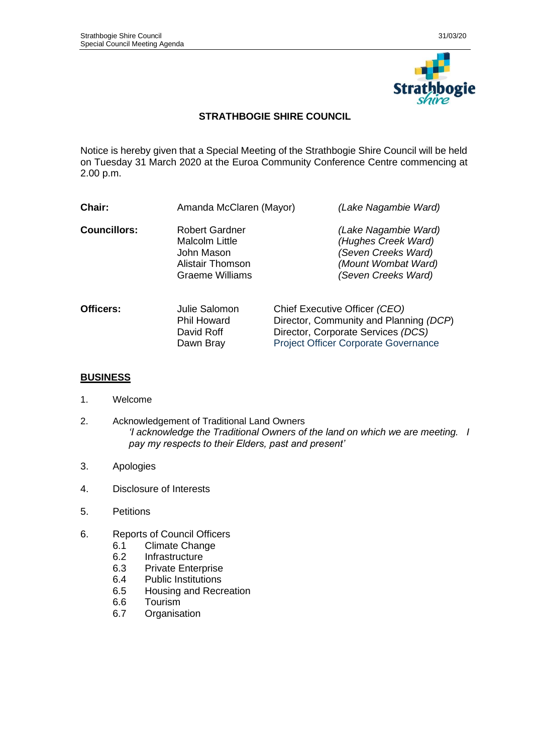# STRATHBOGIE SHIRE COUNCIL

Notice is hereby given that a Special Meeting of the Strathbogie Shire Council will be held on Tuesday 31 March 2020 at the Euroa Community Conference Centre commencing at 2.00 p.m.

| | | |
|---|---|---|
| **Chair:** | Amanda McClaren (Mayor) | *(Lake Nagambie Ward)* |
| **Councillors:** | Robert Gardner | *(Lake Nagambie Ward)* |
| | Malcolm Little | *(Hughes Creek Ward)* |
| | John Mason | *(Seven Creeks Ward)* |
| | Alistair Thomson | *(Mount Wombat Ward)* |
| | Graeme Williams | *(Seven Creeks Ward)* |

| | | |
|---|---|---|
| **Officers:** | Julie Salomon | Chief Executive Officer *(CEO)* |
| | Phil Howard | Director, Community and Planning *(DCP)* |
| | David Roff | Director, Corporate Services *(DCS)* |
| | Dawn Bray | Project Officer Corporate Governance |

## BUSINESS

1. Welcome
2. Acknowledgement of Traditional Land Owners
   *'I acknowledge the Traditional Owners of the land on which we are meeting. I pay my respects to their Elders, past and present'*
3. Apologies
4. Disclosure of Interests
5. Petitions
6. Reports of Council Officers
   - 6.1 Climate Change
   - 6.2 Infrastructure
   - 6.3 Private Enterprise
   - 6.4 Public Institutions
   - 6.5 Housing and Recreation
   - 6.6 Tourism
   - 6.7 Organisation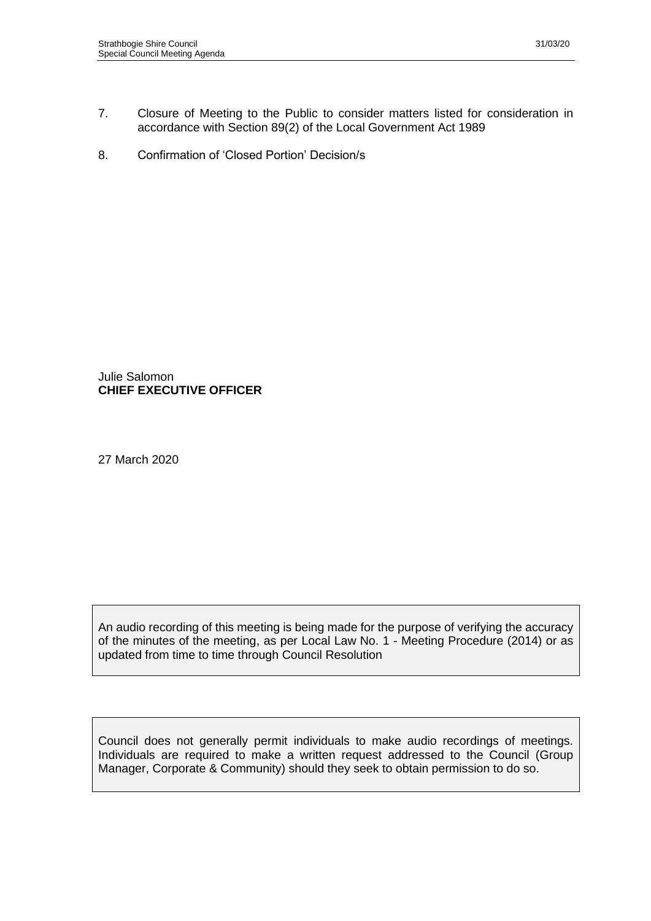7. Closure of Meeting to the Public to consider matters listed for consideration in accordance with Section 89(2) of the Local Government Act 1989

8. Confirmation of 'Closed Portion' Decision/s

Julie Salomon
**CHIEF EXECUTIVE OFFICER**

27 March 2020

An audio recording of this meeting is being made for the purpose of verifying the accuracy of the minutes of the meeting, as per Local Law No. 1 - Meeting Procedure (2014) or as updated from time to time through Council Resolution

Council does not generally permit individuals to make audio recordings of meetings. Individuals are required to make a written request addressed to the Council (Group Manager, Corporate & Community) should they seek to obtain permission to do so.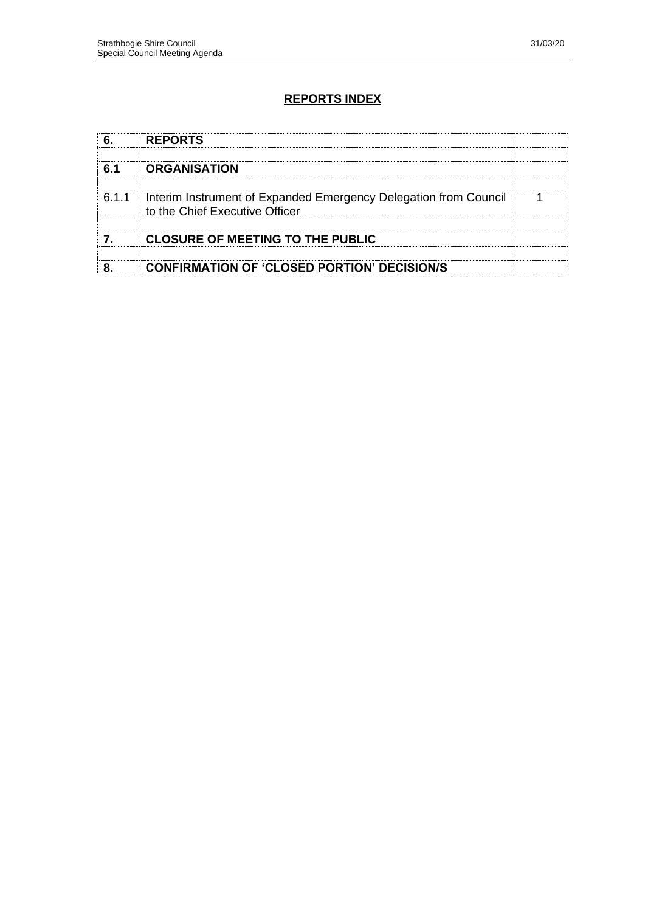## REPORTS INDEX

| | | |
|---|---|---|
| **6.** | **REPORTS** | |
| | | |
| **6.1** | **ORGANISATION** | |
| | | |
| 6.1.1 | Interim Instrument of Expanded Emergency Delegation from Council to the Chief Executive Officer | 1 |
| | | |
| **7.** | **CLOSURE OF MEETING TO THE PUBLIC** | |
| | | |
| **8.** | **CONFIRMATION OF 'CLOSED PORTION' DECISION/S** | |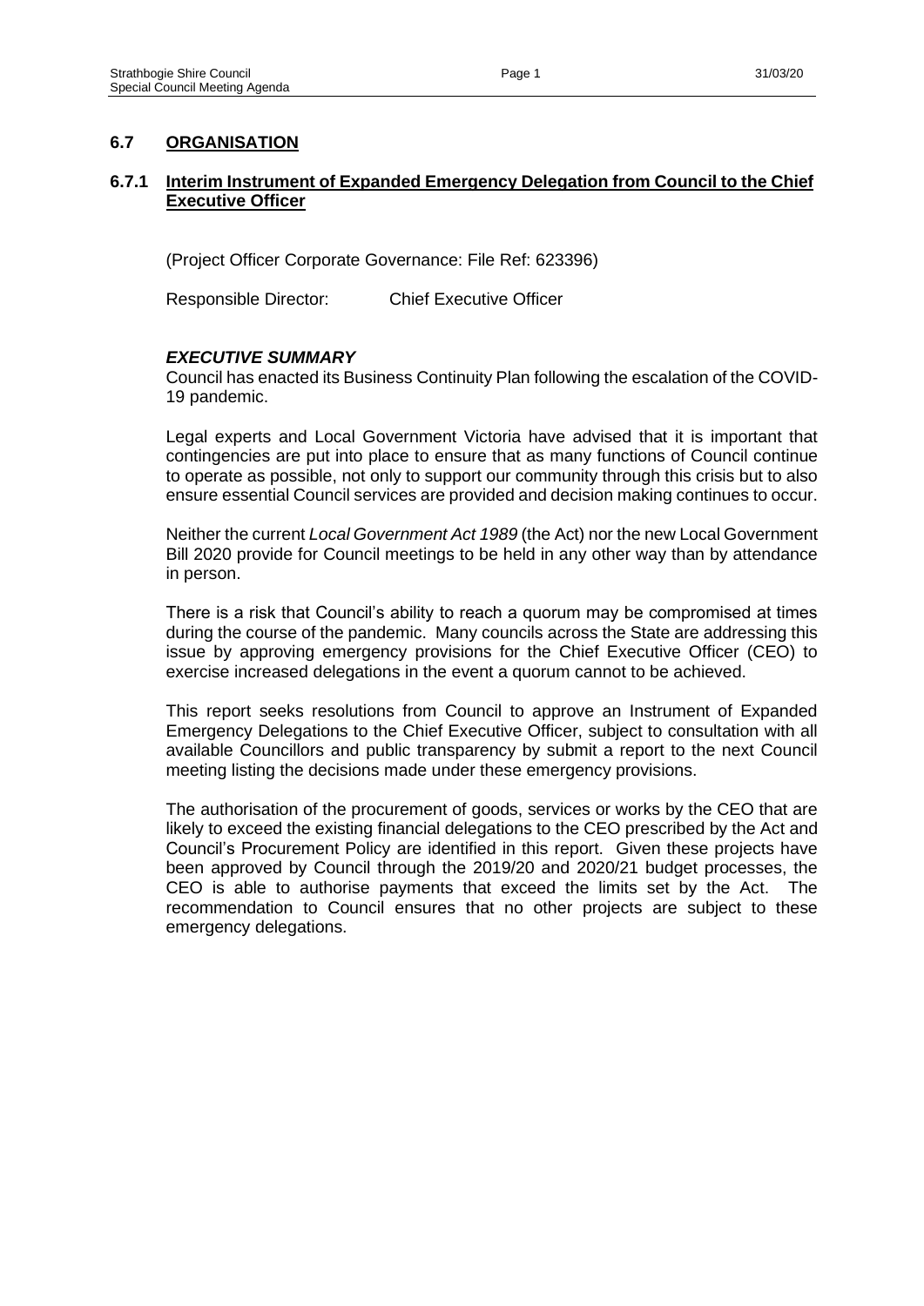## 6.7 ORGANISATION

### 6.7.1 Interim Instrument of Expanded Emergency Delegation from Council to the Chief Executive Officer

(Project Officer Corporate Governance: File Ref: 623396)

Responsible Director: Chief Executive Officer

#### *EXECUTIVE SUMMARY*

Council has enacted its Business Continuity Plan following the escalation of the COVID-19 pandemic.

Legal experts and Local Government Victoria have advised that it is important that contingencies are put into place to ensure that as many functions of Council continue to operate as possible, not only to support our community through this crisis but to also ensure essential Council services are provided and decision making continues to occur.

Neither the current *Local Government Act 1989* (the Act) nor the new Local Government Bill 2020 provide for Council meetings to be held in any other way than by attendance in person.

There is a risk that Council's ability to reach a quorum may be compromised at times during the course of the pandemic. Many councils across the State are addressing this issue by approving emergency provisions for the Chief Executive Officer (CEO) to exercise increased delegations in the event a quorum cannot to be achieved.

This report seeks resolutions from Council to approve an Instrument of Expanded Emergency Delegations to the Chief Executive Officer, subject to consultation with all available Councillors and public transparency by submit a report to the next Council meeting listing the decisions made under these emergency provisions.

The authorisation of the procurement of goods, services or works by the CEO that are likely to exceed the existing financial delegations to the CEO prescribed by the Act and Council's Procurement Policy are identified in this report. Given these projects have been approved by Council through the 2019/20 and 2020/21 budget processes, the CEO is able to authorise payments that exceed the limits set by the Act. The recommendation to Council ensures that no other projects are subject to these emergency delegations.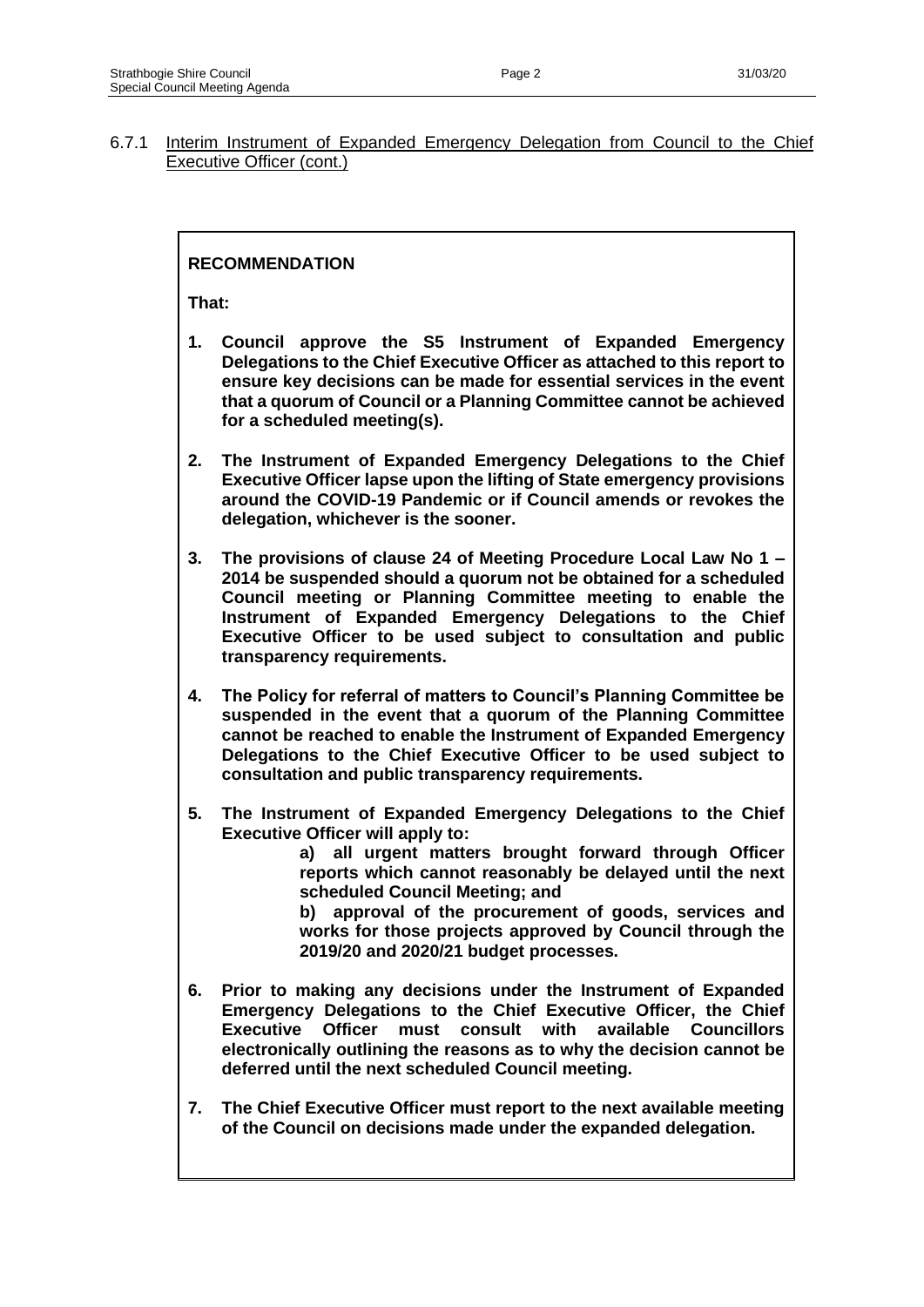6.7.1 Interim Instrument of Expanded Emergency Delegation from Council to the Chief Executive Officer (cont.)

**RECOMMENDATION**

**That:**

1. **Council approve the S5 Instrument of Expanded Emergency Delegations to the Chief Executive Officer as attached to this report to ensure key decisions can be made for essential services in the event that a quorum of Council or a Planning Committee cannot be achieved for a scheduled meeting(s).**

2. **The Instrument of Expanded Emergency Delegations to the Chief Executive Officer lapse upon the lifting of State emergency provisions around the COVID-19 Pandemic or if Council amends or revokes the delegation, whichever is the sooner.**

3. **The provisions of clause 24 of Meeting Procedure Local Law No 1 – 2014 be suspended should a quorum not be obtained for a scheduled Council meeting or Planning Committee meeting to enable the Instrument of Expanded Emergency Delegations to the Chief Executive Officer to be used subject to consultation and public transparency requirements.**

4. **The Policy for referral of matters to Council's Planning Committee be suspended in the event that a quorum of the Planning Committee cannot be reached to enable the Instrument of Expanded Emergency Delegations to the Chief Executive Officer to be used subject to consultation and public transparency requirements.**

5. **The Instrument of Expanded Emergency Delegations to the Chief Executive Officer will apply to:**

   **a) all urgent matters brought forward through Officer reports which cannot reasonably be delayed until the next scheduled Council Meeting; and**

   **b) approval of the procurement of goods, services and works for those projects approved by Council through the 2019/20 and 2020/21 budget processes.**

6. **Prior to making any decisions under the Instrument of Expanded Emergency Delegations to the Chief Executive Officer, the Chief Executive Officer must consult with available Councillors electronically outlining the reasons as to why the decision cannot be deferred until the next scheduled Council meeting.**

7. **The Chief Executive Officer must report to the next available meeting of the Council on decisions made under the expanded delegation.**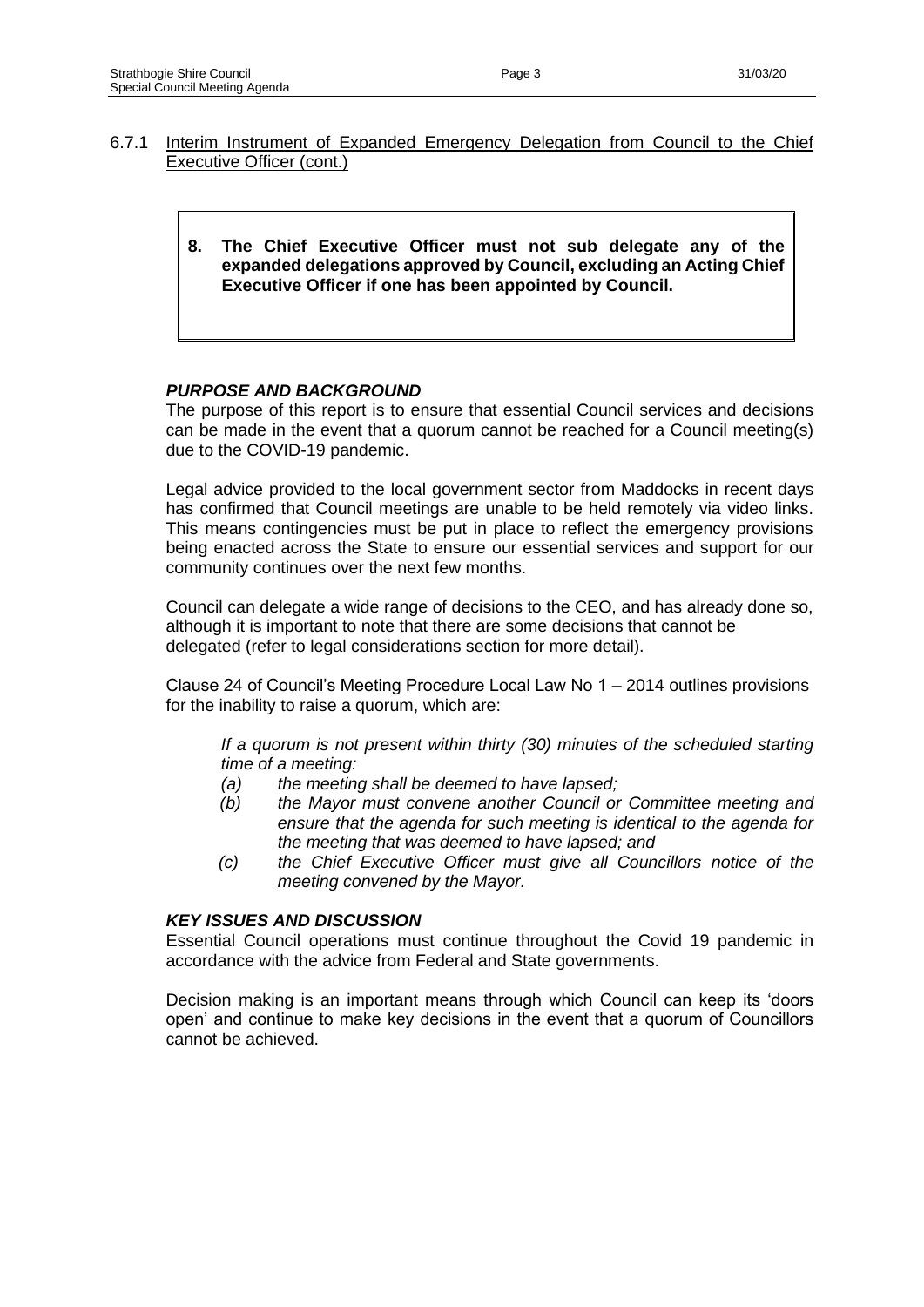6.7.1 Interim Instrument of Expanded Emergency Delegation from Council to the Chief Executive Officer (cont.)

> **8. The Chief Executive Officer must not sub delegate any of the expanded delegations approved by Council, excluding an Acting Chief Executive Officer if one has been appointed by Council.**

### *PURPOSE AND BACKGROUND*

The purpose of this report is to ensure that essential Council services and decisions can be made in the event that a quorum cannot be reached for a Council meeting(s) due to the COVID-19 pandemic.

Legal advice provided to the local government sector from Maddocks in recent days has confirmed that Council meetings are unable to be held remotely via video links. This means contingencies must be put in place to reflect the emergency provisions being enacted across the State to ensure our essential services and support for our community continues over the next few months.

Council can delegate a wide range of decisions to the CEO, and has already done so, although it is important to note that there are some decisions that cannot be delegated (refer to legal considerations section for more detail).

Clause 24 of Council's Meeting Procedure Local Law No 1 – 2014 outlines provisions for the inability to raise a quorum, which are:

*If a quorum is not present within thirty (30) minutes of the scheduled starting time of a meeting:*

*(a) the meeting shall be deemed to have lapsed;*

*(b) the Mayor must convene another Council or Committee meeting and ensure that the agenda for such meeting is identical to the agenda for the meeting that was deemed to have lapsed; and*

*(c) the Chief Executive Officer must give all Councillors notice of the meeting convened by the Mayor.*

### *KEY ISSUES AND DISCUSSION*

Essential Council operations must continue throughout the Covid 19 pandemic in accordance with the advice from Federal and State governments.

Decision making is an important means through which Council can keep its 'doors open' and continue to make key decisions in the event that a quorum of Councillors cannot be achieved.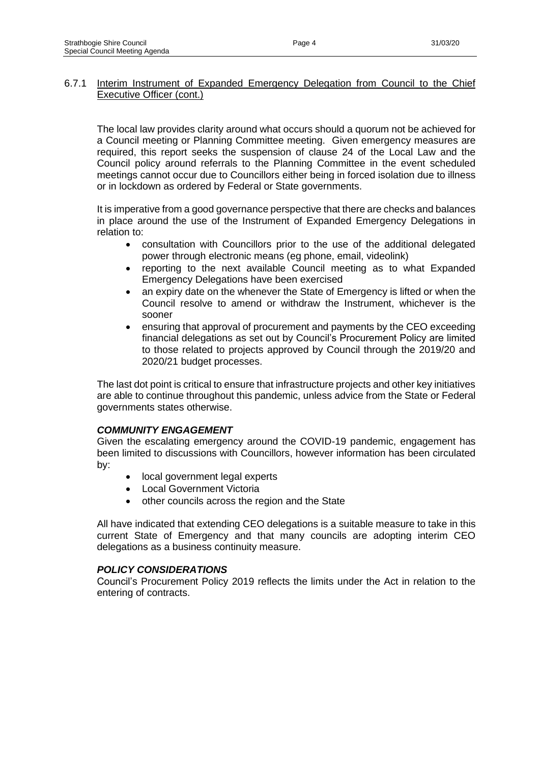### 6.7.1 Interim Instrument of Expanded Emergency Delegation from Council to the Chief Executive Officer (cont.)

The local law provides clarity around what occurs should a quorum not be achieved for a Council meeting or Planning Committee meeting. Given emergency measures are required, this report seeks the suspension of clause 24 of the Local Law and the Council policy around referrals to the Planning Committee in the event scheduled meetings cannot occur due to Councillors either being in forced isolation due to illness or in lockdown as ordered by Federal or State governments.

It is imperative from a good governance perspective that there are checks and balances in place around the use of the Instrument of Expanded Emergency Delegations in relation to:

- consultation with Councillors prior to the use of the additional delegated power through electronic means (eg phone, email, videolink)
- reporting to the next available Council meeting as to what Expanded Emergency Delegations have been exercised
- an expiry date on the whenever the State of Emergency is lifted or when the Council resolve to amend or withdraw the Instrument, whichever is the sooner
- ensuring that approval of procurement and payments by the CEO exceeding financial delegations as set out by Council's Procurement Policy are limited to those related to projects approved by Council through the 2019/20 and 2020/21 budget processes.

The last dot point is critical to ensure that infrastructure projects and other key initiatives are able to continue throughout this pandemic, unless advice from the State or Federal governments states otherwise.

***COMMUNITY ENGAGEMENT***

Given the escalating emergency around the COVID-19 pandemic, engagement has been limited to discussions with Councillors, however information has been circulated by:

- local government legal experts
- Local Government Victoria
- other councils across the region and the State

All have indicated that extending CEO delegations is a suitable measure to take in this current State of Emergency and that many councils are adopting interim CEO delegations as a business continuity measure.

***POLICY CONSIDERATIONS***

Council's Procurement Policy 2019 reflects the limits under the Act in relation to the entering of contracts.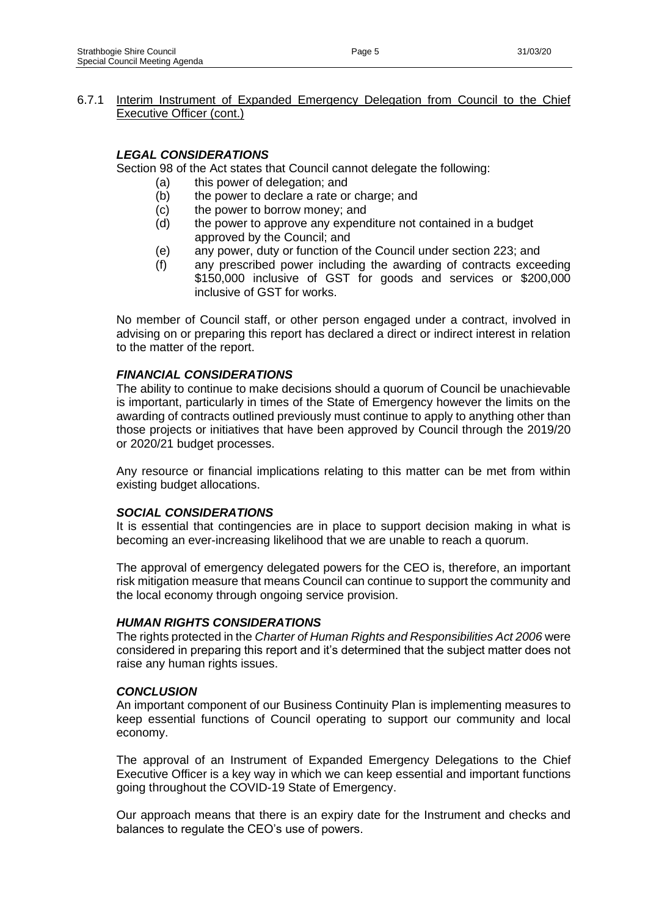### 6.7.1 Interim Instrument of Expanded Emergency Delegation from Council to the Chief Executive Officer (cont.)

***LEGAL CONSIDERATIONS***

Section 98 of the Act states that Council cannot delegate the following:

- (a) this power of delegation; and
- (b) the power to declare a rate or charge; and
- (c) the power to borrow money; and
- (d) the power to approve any expenditure not contained in a budget approved by the Council; and
- (e) any power, duty or function of the Council under section 223; and
- (f) any prescribed power including the awarding of contracts exceeding $150,000 inclusive of GST for goods and services or $200,000 inclusive of GST for works.

No member of Council staff, or other person engaged under a contract, involved in advising on or preparing this report has declared a direct or indirect interest in relation to the matter of the report.

***FINANCIAL CONSIDERATIONS***

The ability to continue to make decisions should a quorum of Council be unachievable is important, particularly in times of the State of Emergency however the limits on the awarding of contracts outlined previously must continue to apply to anything other than those projects or initiatives that have been approved by Council through the 2019/20 or 2020/21 budget processes.

Any resource or financial implications relating to this matter can be met from within existing budget allocations.

***SOCIAL CONSIDERATIONS***

It is essential that contingencies are in place to support decision making in what is becoming an ever-increasing likelihood that we are unable to reach a quorum.

The approval of emergency delegated powers for the CEO is, therefore, an important risk mitigation measure that means Council can continue to support the community and the local economy through ongoing service provision.

***HUMAN RIGHTS CONSIDERATIONS***

The rights protected in the *Charter of Human Rights and Responsibilities Act 2006* were considered in preparing this report and it's determined that the subject matter does not raise any human rights issues.

***CONCLUSION***

An important component of our Business Continuity Plan is implementing measures to keep essential functions of Council operating to support our community and local economy.

The approval of an Instrument of Expanded Emergency Delegations to the Chief Executive Officer is a key way in which we can keep essential and important functions going throughout the COVID-19 State of Emergency.

Our approach means that there is an expiry date for the Instrument and checks and balances to regulate the CEO's use of powers.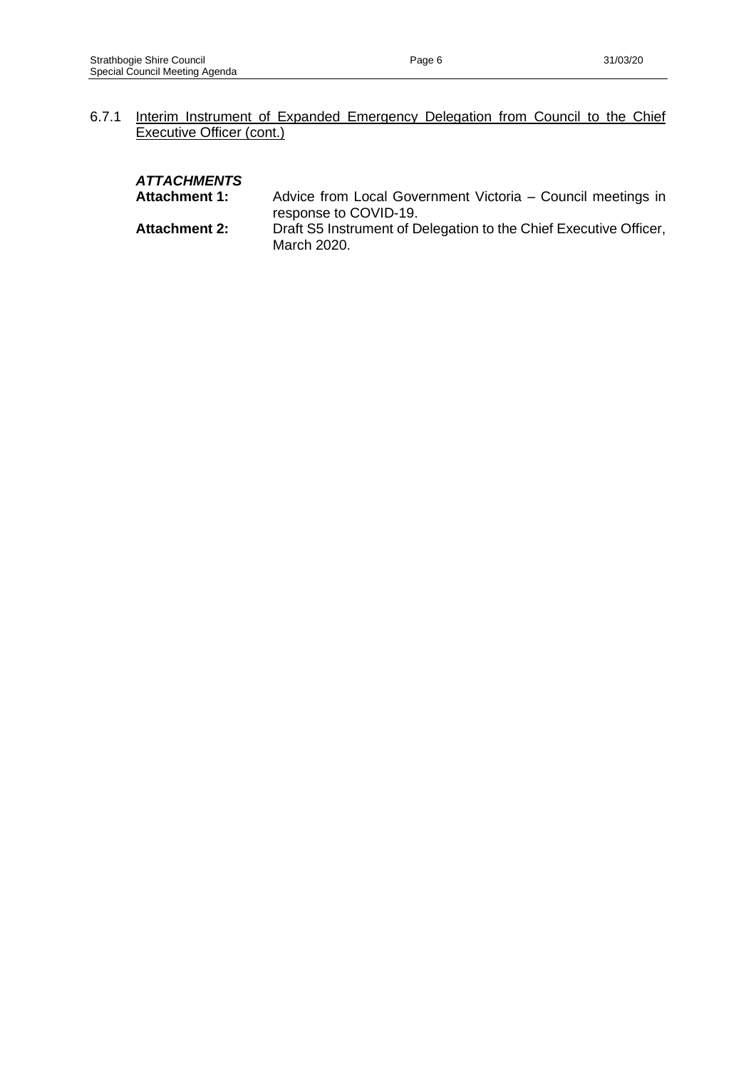6.7.1 Interim Instrument of Expanded Emergency Delegation from Council to the Chief Executive Officer (cont.)

***ATTACHMENTS***

**Attachment 1:** Advice from Local Government Victoria – Council meetings in response to COVID-19.

**Attachment 2:** Draft S5 Instrument of Delegation to the Chief Executive Officer, March 2020.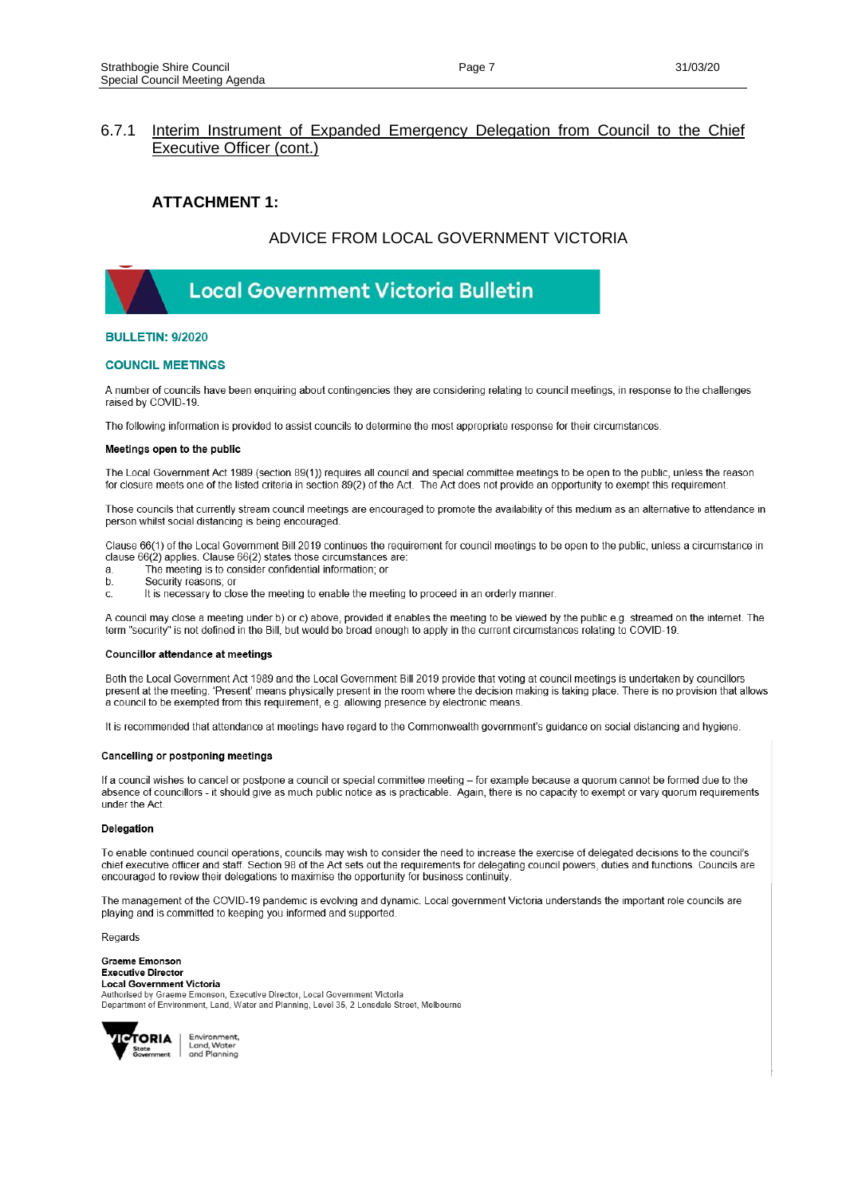## 6.7.1 Interim Instrument of Expanded Emergency Delegation from Council to the Chief Executive Officer (cont.)

### ATTACHMENT 1:

ADVICE FROM LOCAL GOVERNMENT VICTORIA

# Local Government Victoria Bulletin

**BULLETIN: 9/2020**

**COUNCIL MEETINGS**

A number of councils have been enquiring about contingencies they are considering relating to council meetings, in response to the challenges raised by COVID-19.

The following information is provided to assist councils to determine the most appropriate response for their circumstances.

**Meetings open to the public**

The Local Government Act 1989 (section 89(1)) requires all council and special committee meetings to be open to the public, unless the reason for closure meets one of the listed criteria in section 89(2) of the Act. The Act does not provide an opportunity to exempt this requirement.

Those councils that currently stream council meetings are encouraged to promote the availability of this medium as an alternative to attendance in person whilst social distancing is being encouraged.

Clause 66(1) of the Local Government Bill 2019 continues the requirement for council meetings to be open to the public, unless a circumstance in clause 66(2) applies. Clause 66(2) states those circumstances are:

a. The meeting is to consider confidential information; or
b. Security reasons; or
c. It is necessary to close the meeting to enable the meeting to proceed in an orderly manner.

A council may close a meeting under b) or c) above, provided it enables the meeting to be viewed by the public e.g. streamed on the internet. The term "security" is not defined in the Bill, but would be broad enough to apply in the current circumstances relating to COVID-19.

**Councillor attendance at meetings**

Both the Local Government Act 1989 and the Local Government Bill 2019 provide that voting at council meetings is undertaken by councillors present at the meeting. 'Present' means physically present in the room where the decision making is taking place. There is no provision that allows a council to be exempted from this requirement, e.g. allowing presence by electronic means.

It is recommended that attendance at meetings have regard to the Commonwealth government's guidance on social distancing and hygiene.

**Cancelling or postponing meetings**

If a council wishes to cancel or postpone a council or special committee meeting – for example because a quorum cannot be formed due to the absence of councillors - it should give as much public notice as is practicable. Again, there is no capacity to exempt or vary quorum requirements under the Act.

**Delegation**

To enable continued council operations, councils may wish to consider the need to increase the exercise of delegated decisions to the council's chief executive officer and staff. Section 98 of the Act sets out the requirements for delegating council powers, duties and functions. Councils are encouraged to review their delegations to maximise the opportunity for business continuity.

The management of the COVID-19 pandemic is evolving and dynamic. Local government Victoria understands the important role councils are playing and is committed to keeping you informed and supported.

Regards

**Graeme Emonson**
**Executive Director**
**Local Government Victoria**
Authorised by Graeme Emonson, Executive Director, Local Government Victoria
Department of Environment, Land, Water and Planning, Level 35, 2 Lonsdale Street, Melbourne

VICTORIA State Government | Environment, Land, Water and Planning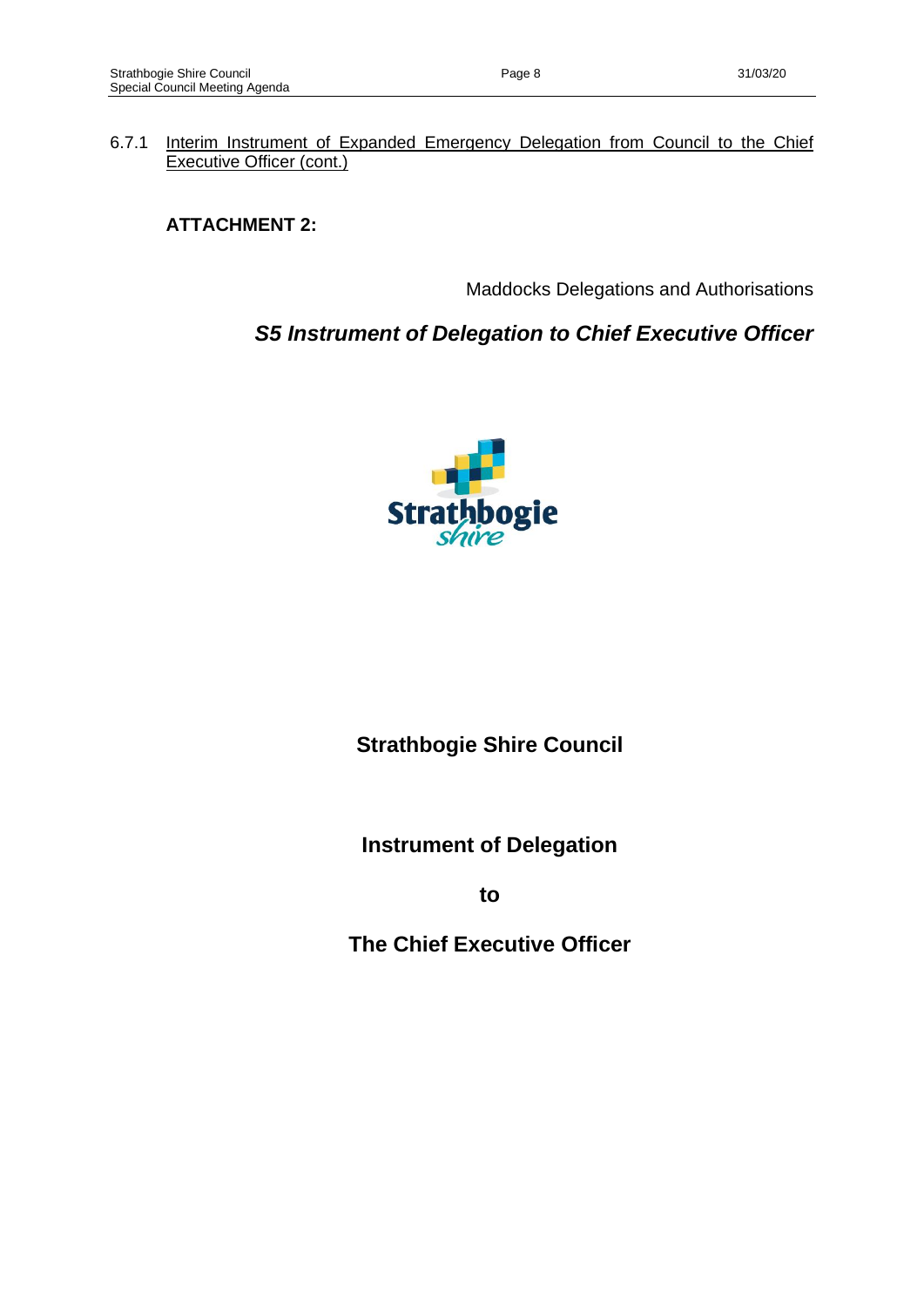6.7.1 Interim Instrument of Expanded Emergency Delegation from Council to the Chief Executive Officer (cont.)

**ATTACHMENT 2:**

Maddocks Delegations and Authorisations

***S5 Instrument of Delegation to Chief Executive Officer***

**Strathbogie Shire Council**

**Instrument of Delegation**

**to**

**The Chief Executive Officer**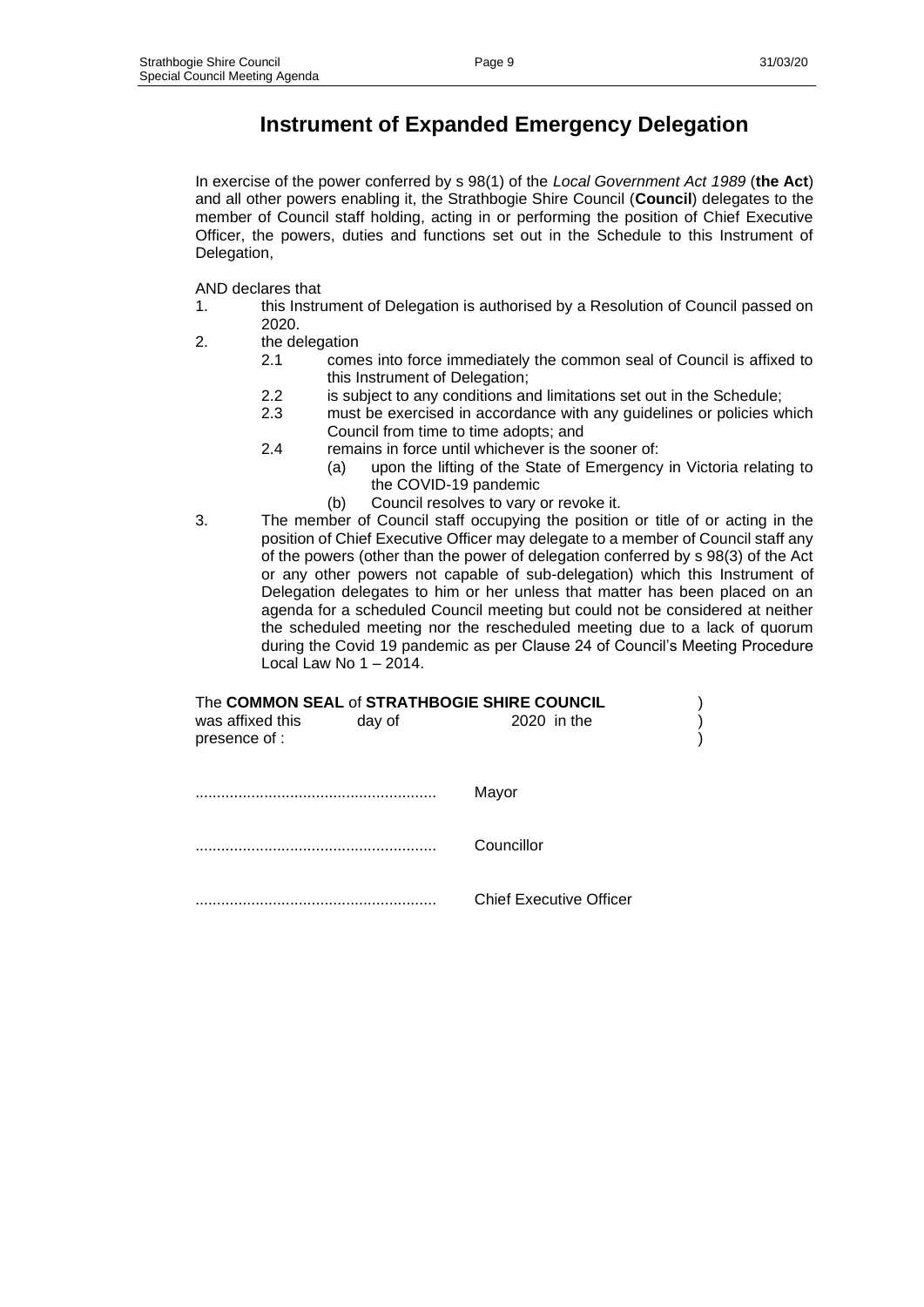# Instrument of Expanded Emergency Delegation

In exercise of the power conferred by s 98(1) of the *Local Government Act 1989* (**the Act**) and all other powers enabling it, the Strathbogie Shire Council (**Council**) delegates to the member of Council staff holding, acting in or performing the position of Chief Executive Officer, the powers, duties and functions set out in the Schedule to this Instrument of Delegation,

AND declares that

1. this Instrument of Delegation is authorised by a Resolution of Council passed on 2020.
2. the delegation
   - 2.1 comes into force immediately the common seal of Council is affixed to this Instrument of Delegation;
   - 2.2 is subject to any conditions and limitations set out in the Schedule;
   - 2.3 must be exercised in accordance with any guidelines or policies which Council from time to time adopts; and
   - 2.4 remains in force until whichever is the sooner of:
     - (a) upon the lifting of the State of Emergency in Victoria relating to the COVID-19 pandemic
     - (b) Council resolves to vary or revoke it.
3. The member of Council staff occupying the position or title of or acting in the position of Chief Executive Officer may delegate to a member of Council staff any of the powers (other than the power of delegation conferred by s 98(3) of the Act or any other powers not capable of sub-delegation) which this Instrument of Delegation delegates to him or her unless that matter has been placed on an agenda for a scheduled Council meeting but could not be considered at neither the scheduled meeting nor the rescheduled meeting due to a lack of quorum during the Covid 19 pandemic as per Clause 24 of Council's Meeting Procedure Local Law No 1 – 2014.

The **COMMON SEAL** of **STRATHBOGIE SHIRE COUNCIL** )
was affixed this day of 2020 in the )
presence of : )

....................................................... Mayor

....................................................... Councillor

....................................................... Chief Executive Officer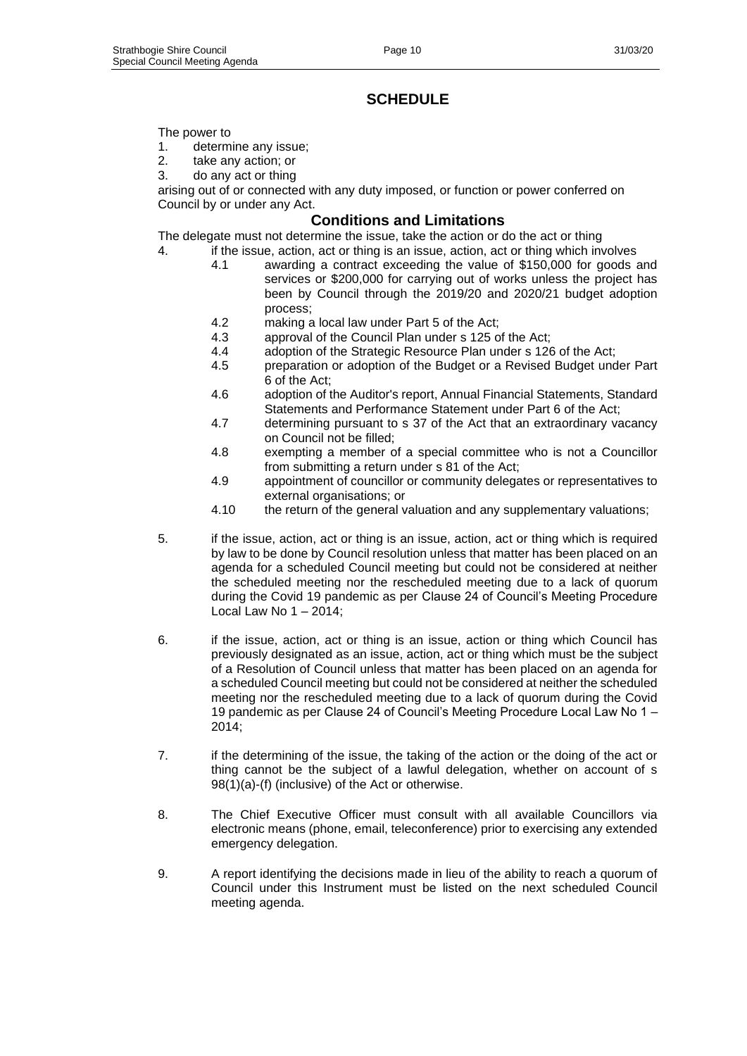# SCHEDULE

The power to

1. determine any issue;
2. take any action; or
3. do any act or thing

arising out of or connected with any duty imposed, or function or power conferred on Council by or under any Act.

## Conditions and Limitations

The delegate must not determine the issue, take the action or do the act or thing

4. if the issue, action, act or thing is an issue, action, act or thing which involves
   - 4.1 awarding a contract exceeding the value of $150,000 for goods and services or $200,000 for carrying out of works unless the project has been by Council through the 2019/20 and 2020/21 budget adoption process;
   - 4.2 making a local law under Part 5 of the Act;
   - 4.3 approval of the Council Plan under s 125 of the Act;
   - 4.4 adoption of the Strategic Resource Plan under s 126 of the Act;
   - 4.5 preparation or adoption of the Budget or a Revised Budget under Part 6 of the Act;
   - 4.6 adoption of the Auditor's report, Annual Financial Statements, Standard Statements and Performance Statement under Part 6 of the Act;
   - 4.7 determining pursuant to s 37 of the Act that an extraordinary vacancy on Council not be filled;
   - 4.8 exempting a member of a special committee who is not a Councillor from submitting a return under s 81 of the Act;
   - 4.9 appointment of councillor or community delegates or representatives to external organisations; or
   - 4.10 the return of the general valuation and any supplementary valuations;

5. if the issue, action, act or thing is an issue, action, act or thing which is required by law to be done by Council resolution unless that matter has been placed on an agenda for a scheduled Council meeting but could not be considered at neither the scheduled meeting nor the rescheduled meeting due to a lack of quorum during the Covid 19 pandemic as per Clause 24 of Council's Meeting Procedure Local Law No 1 – 2014;

6. if the issue, action, act or thing is an issue, action or thing which Council has previously designated as an issue, action, act or thing which must be the subject of a Resolution of Council unless that matter has been placed on an agenda for a scheduled Council meeting but could not be considered at neither the scheduled meeting nor the rescheduled meeting due to a lack of quorum during the Covid 19 pandemic as per Clause 24 of Council's Meeting Procedure Local Law No 1 – 2014;

7. if the determining of the issue, the taking of the action or the doing of the act or thing cannot be the subject of a lawful delegation, whether on account of s 98(1)(a)-(f) (inclusive) of the Act or otherwise.

8. The Chief Executive Officer must consult with all available Councillors via electronic means (phone, email, teleconference) prior to exercising any extended emergency delegation.

9. A report identifying the decisions made in lieu of the ability to reach a quorum of Council under this Instrument must be listed on the next scheduled Council meeting agenda.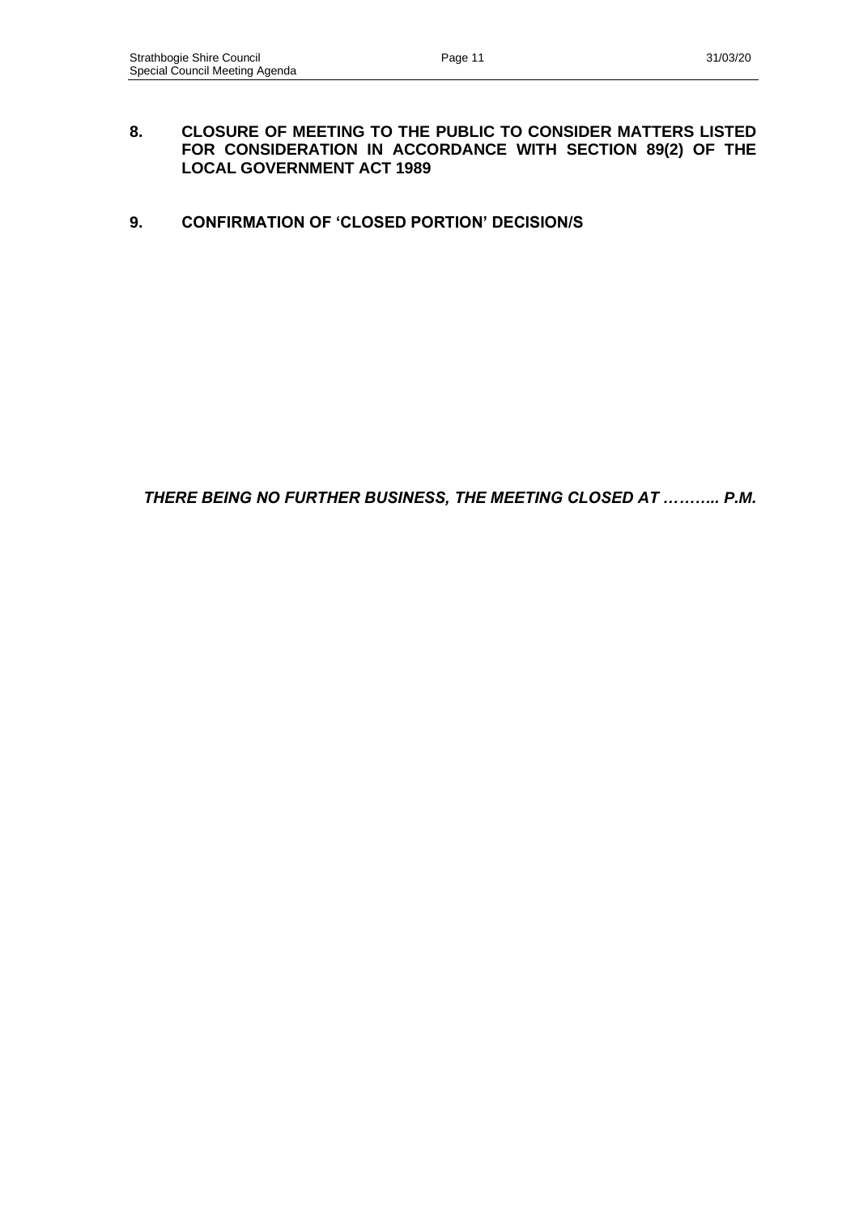## 8. CLOSURE OF MEETING TO THE PUBLIC TO CONSIDER MATTERS LISTED FOR CONSIDERATION IN ACCORDANCE WITH SECTION 89(2) OF THE LOCAL GOVERNMENT ACT 1989

## 9. CONFIRMATION OF 'CLOSED PORTION' DECISION/S

***THERE BEING NO FURTHER BUSINESS, THE MEETING CLOSED AT ……….. P.M.***